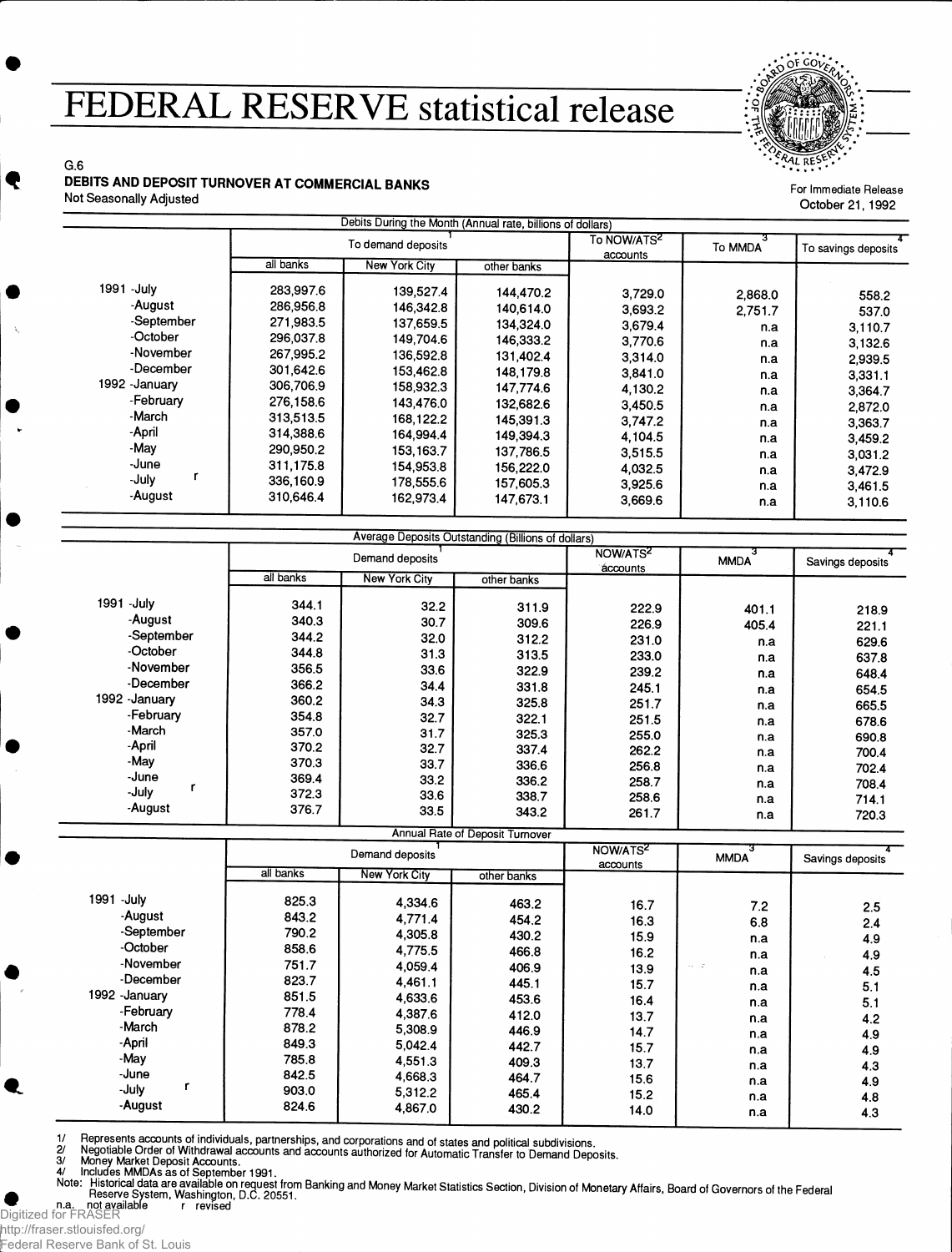# FEDERAL RESERVE statistical release

G.6

**DEBITS AND DEPOSIT TURNOVER AT COMMERCIAL BANKS**

Not Seasonally Adjusted

For Immediate Release
October 21, 1992

**Debits During the Month (Annual rate, billions of dollars)**

| | To demand deposits[1] | | | To NOW/ATS[2] accounts | To MMDA[3] | To savings deposits[4] |
|---|---|---|---|---|---|---|
| | all banks | New York City | other banks | | | |
| 1991 -July | 283,997.6 | 139,527.4 | 144,470.2 | 3,729.0 | 2,868.0 | 558.2 |
| -August | 286,956.8 | 146,342.8 | 140,614.0 | 3,693.2 | 2,751.7 | 537.0 |
| -September | 271,983.5 | 137,659.5 | 134,324.0 | 3,679.4 | n.a | 3,110.7 |
| -October | 296,037.8 | 149,704.6 | 146,333.2 | 3,770.6 | n.a | 3,132.6 |
| -November | 267,995.2 | 136,592.8 | 131,402.4 | 3,314.0 | n.a | 2,939.5 |
| -December | 301,642.6 | 153,462.8 | 148,179.8 | 3,841.0 | n.a | 3,331.1 |
| 1992 -January | 306,706.9 | 158,932.3 | 147,774.6 | 4,130.2 | n.a | 3,364.7 |
| -February | 276,158.6 | 143,476.0 | 132,682.6 | 3,450.5 | n.a | 2,872.0 |
| -March | 313,513.5 | 168,122.2 | 145,391.3 | 3,747.2 | n.a | 3,363.7 |
| -April | 314,388.6 | 164,994.4 | 149,394.3 | 4,104.5 | n.a | 3,459.2 |
| -May | 290,950.2 | 153,163.7 | 137,786.5 | 3,515.5 | n.a | 3,031.2 |
| -June | 311,175.8 | 154,953.8 | 156,222.0 | 4,032.5 | n.a | 3,472.9 |
| -July r | 336,160.9 | 178,555.6 | 157,605.3 | 3,925.6 | n.a | 3,461.5 |
| -August | 310,646.4 | 162,973.4 | 147,673.1 | 3,669.6 | n.a | 3,110.6 |

**Average Deposits Outstanding (Billions of dollars)**

| | Demand deposits[1] | | | NOW/ATS[2] accounts | MMDA[3] | Savings deposits[4] |
|---|---|---|---|---|---|---|
| | all banks | New York City | other banks | | | |
| 1991 -July | 344.1 | 32.2 | 311.9 | 222.9 | 401.1 | 218.9 |
| -August | 340.3 | 30.7 | 309.6 | 226.9 | 405.4 | 221.1 |
| -September | 344.2 | 32.0 | 312.2 | 231.0 | n.a | 629.6 |
| -October | 344.8 | 31.3 | 313.5 | 233.0 | n.a | 637.8 |
| -November | 356.5 | 33.6 | 322.9 | 239.2 | n.a | 648.4 |
| -December | 366.2 | 34.4 | 331.8 | 245.1 | n.a | 654.5 |
| 1992 -January | 360.2 | 34.3 | 325.8 | 251.7 | n.a | 665.5 |
| -February | 354.8 | 32.7 | 322.1 | 251.5 | n.a | 678.6 |
| -March | 357.0 | 31.7 | 325.3 | 255.0 | n.a | 690.8 |
| -April | 370.2 | 32.7 | 337.4 | 262.2 | n.a | 700.4 |
| -May | 370.3 | 33.7 | 336.6 | 256.8 | n.a | 702.4 |
| -June | 369.4 | 33.2 | 336.2 | 258.7 | n.a | 708.4 |
| -July r | 372.3 | 33.6 | 338.7 | 258.6 | n.a | 714.1 |
| -August | 376.7 | 33.5 | 343.2 | 261.7 | n.a | 720.3 |

**Annual Rate of Deposit Turnover**

| | Demand deposits[1] | | | NOW/ATS[2] accounts | MMDA[3] | Savings deposits[4] |
|---|---|---|---|---|---|---|
| | all banks | New York City | other banks | | | |
| 1991 -July | 825.3 | 4,334.6 | 463.2 | 16.7 | 7.2 | 2.5 |
| -August | 843.2 | 4,771.4 | 454.2 | 16.3 | 6.8 | 2.4 |
| -September | 790.2 | 4,305.8 | 430.2 | 15.9 | n.a | 4.9 |
| -October | 858.6 | 4,775.5 | 466.8 | 16.2 | n.a | 4.9 |
| -November | 751.7 | 4,059.4 | 406.9 | 13.9 | n.a | 4.5 |
| -December | 823.7 | 4,461.1 | 445.1 | 15.7 | n.a | 5.1 |
| 1992 -January | 851.5 | 4,633.6 | 453.6 | 16.4 | n.a | 5.1 |
| -February | 778.4 | 4,387.6 | 412.0 | 13.7 | n.a | 4.2 |
| -March | 878.2 | 5,308.9 | 446.9 | 14.7 | n.a | 4.9 |
| -April | 849.3 | 5,042.4 | 442.7 | 15.7 | n.a | 4.9 |
| -May | 785.8 | 4,551.3 | 409.3 | 13.7 | n.a | 4.3 |
| -June | 842.5 | 4,668.3 | 464.7 | 15.6 | n.a | 4.9 |
| -July r | 903.0 | 5,312.2 | 465.4 | 15.2 | n.a | 4.8 |
| -August | 824.6 | 4,867.0 | 430.2 | 14.0 | n.a | 4.3 |

1/ Represents accounts of individuals, partnerships, and corporations and of states and political subdivisions.
2/ Negotiable Order of Withdrawal accounts and accounts authorized for Automatic Transfer to Demand Deposits.
3/ Money Market Deposit Accounts.
4/ Includes MMDAs as of September 1991.
Note: Historical data are available on request from Banking and Money Market Statistics Section, Division of Monetary Affairs, Board of Governors of the Federal Reserve System, Washington, D.C. 20551.
n.a. not available r revised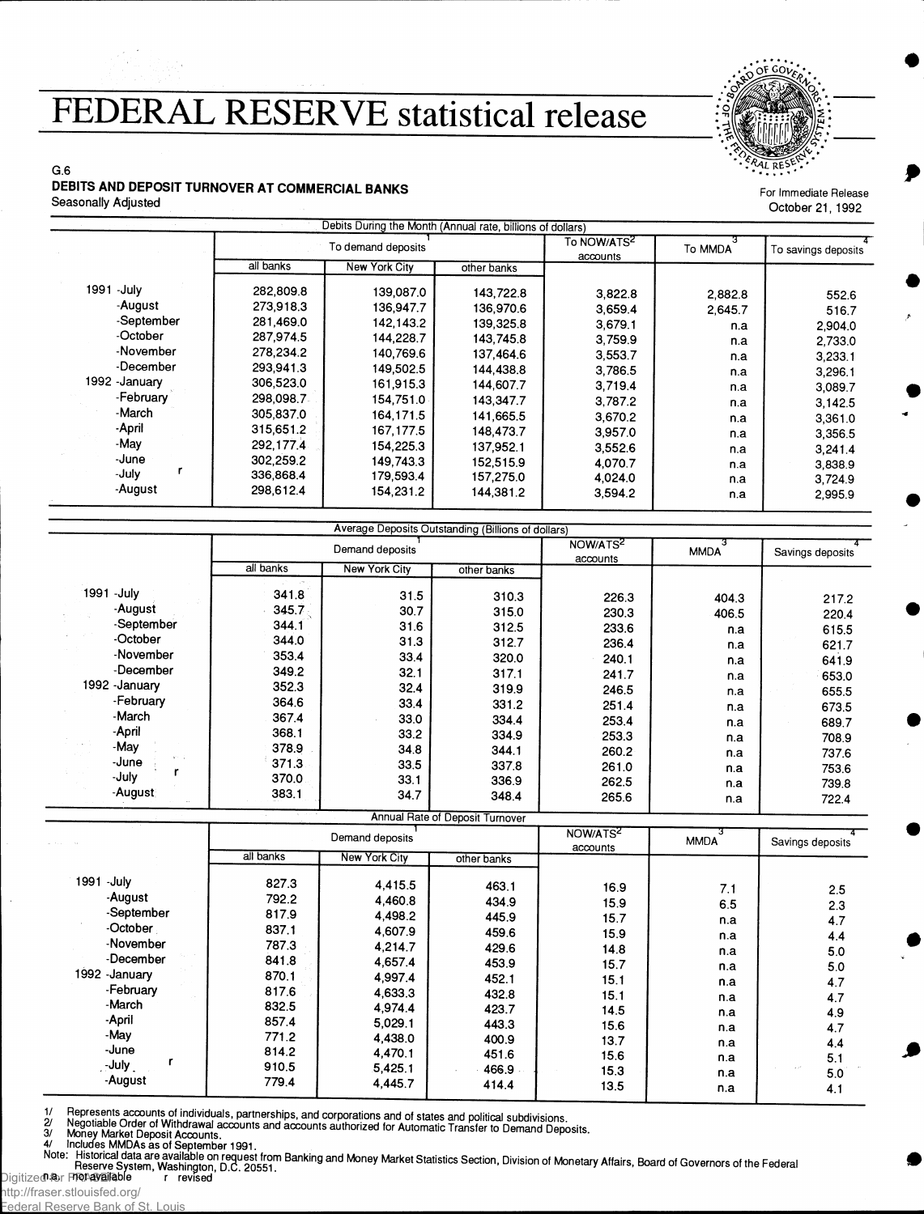# FEDERAL RESERVE statistical release

G.6

**DEBITS AND DEPOSIT TURNOVER AT COMMERCIAL BANKS**

Seasonally Adjusted

For Immediate Release
October 21, 1992

| | Debits During the Month (Annual rate, billions of dollars) | | | | | |
|---|---|---|---|---|---|---|
| | To demand deposits[1] | | | To NOW/ATS[2] accounts | To MMDA[3] | To savings deposits[4] |
| | all banks | New York City | other banks | | | |
| 1991 -July | 282,809.8 | 139,087.0 | 143,722.8 | 3,822.8 | 2,882.8 | 552.6 |
| -August | 273,918.3 | 136,947.7 | 136,970.6 | 3,659.4 | 2,645.7 | 516.7 |
| -September | 281,469.0 | 142,143.2 | 139,325.8 | 3,679.1 | n.a | 2,904.0 |
| -October | 287,974.5 | 144,228.7 | 143,745.8 | 3,759.9 | n.a | 2,733.0 |
| -November | 278,234.2 | 140,769.6 | 137,464.6 | 3,553.7 | n.a | 3,233.1 |
| -December | 293,941.3 | 149,502.5 | 144,438.8 | 3,786.5 | n.a | 3,296.1 |
| 1992 -January | 306,523.0 | 161,915.3 | 144,607.7 | 3,719.4 | n.a | 3,089.7 |
| -February | 298,098.7 | 154,751.0 | 143,347.7 | 3,787.2 | n.a | 3,142.5 |
| -March | 305,837.0 | 164,171.5 | 141,665.5 | 3,670.2 | n.a | 3,361.0 |
| -April | 315,651.2 | 167,177.5 | 148,473.7 | 3,957.0 | n.a | 3,356.5 |
| -May | 292,177.4 | 154,225.3 | 137,952.1 | 3,552.6 | n.a | 3,241.4 |
| -June | 302,259.2 | 149,743.3 | 152,515.9 | 4,070.7 | n.a | 3,838.9 |
| -July r | 336,868.4 | 179,593.4 | 157,275.0 | 4,024.0 | n.a | 3,724.9 |
| -August | 298,612.4 | 154,231.2 | 144,381.2 | 3,594.2 | n.a | 2,995.9 |

| | Average Deposits Outstanding (Billions of dollars) | | | | | |
|---|---|---|---|---|---|---|
| | Demand deposits[1] | | | NOW/ATS[2] accounts | MMDA[3] | Savings deposits[4] |
| | all banks | New York City | other banks | | | |
| 1991 -July | 341.8 | 31.5 | 310.3 | 226.3 | 404.3 | 217.2 |
| -August | 345.7 | 30.7 | 315.0 | 230.3 | 406.5 | 220.4 |
| -September | 344.1 | 31.6 | 312.5 | 233.6 | n.a | 615.5 |
| -October | 344.0 | 31.3 | 312.7 | 236.4 | n.a | 621.7 |
| -November | 353.4 | 33.4 | 320.0 | 240.1 | n.a | 641.9 |
| -December | 349.2 | 32.1 | 317.1 | 241.7 | n.a | 653.0 |
| 1992 -January | 352.3 | 32.4 | 319.9 | 246.5 | n.a | 655.5 |
| -February | 364.6 | 33.4 | 331.2 | 251.4 | n.a | 673.5 |
| -March | 367.4 | 33.0 | 334.4 | 253.4 | n.a | 689.7 |
| -April | 368.1 | 33.2 | 334.9 | 253.3 | n.a | 708.9 |
| -May | 378.9 | 34.8 | 344.1 | 260.2 | n.a | 737.6 |
| -June | 371.3 | 33.5 | 337.8 | 261.0 | n.a | 753.6 |
| -July r | 370.0 | 33.1 | 336.9 | 262.5 | n.a | 739.8 |
| -August | 383.1 | 34.7 | 348.4 | 265.6 | n.a | 722.4 |

| | Annual Rate of Deposit Turnover | | | | | |
|---|---|---|---|---|---|---|
| | Demand deposits[1] | | | NOW/ATS[2] accounts | MMDA[3] | Savings deposits[4] |
| | all banks | New York City | other banks | | | |
| 1991 -July | 827.3 | 4,415.5 | 463.1 | 16.9 | 7.1 | 2.5 |
| -August | 792.2 | 4,460.8 | 434.9 | 15.9 | 6.5 | 2.3 |
| -September | 817.9 | 4,498.2 | 445.9 | 15.7 | n.a | 4.7 |
| -October | 837.1 | 4,607.9 | 459.6 | 15.9 | n.a | 4.4 |
| -November | 787.3 | 4,214.7 | 429.6 | 14.8 | n.a | 5.0 |
| -December | 841.8 | 4,657.4 | 453.9 | 15.7 | n.a | 5.0 |
| 1992 -January | 870.1 | 4,997.4 | 452.1 | 15.1 | n.a | 4.7 |
| -February | 817.6 | 4,633.3 | 432.8 | 15.1 | n.a | 4.7 |
| -March | 832.5 | 4,974.4 | 423.7 | 14.5 | n.a | 4.9 |
| -April | 857.4 | 5,029.1 | 443.3 | 15.6 | n.a | 4.7 |
| -May | 771.2 | 4,438.0 | 400.9 | 13.7 | n.a | 4.4 |
| -June | 814.2 | 4,470.1 | 451.6 | 15.6 | n.a | 5.1 |
| -July r | 910.5 | 5,425.1 | 466.9 | 15.3 | n.a | 5.0 |
| -August | 779.4 | 4,445.7 | 414.4 | 13.5 | n.a | 4.1 |

1/ Represents accounts of individuals, partnerships, and corporations and of states and political subdivisions.
2/ Negotiable Order of Withdrawal accounts and accounts authorized for Automatic Transfer to Demand Deposits.
3/ Money Market Deposit Accounts.
4/ Includes MMDAs as of September 1991.

Note: Historical data are available on request from Banking and Money Market Statistics Section, Division of Monetary Affairs, Board of Governors of the Federal Reserve System, Washington, D.C. 20551.

n.a. not available r revised